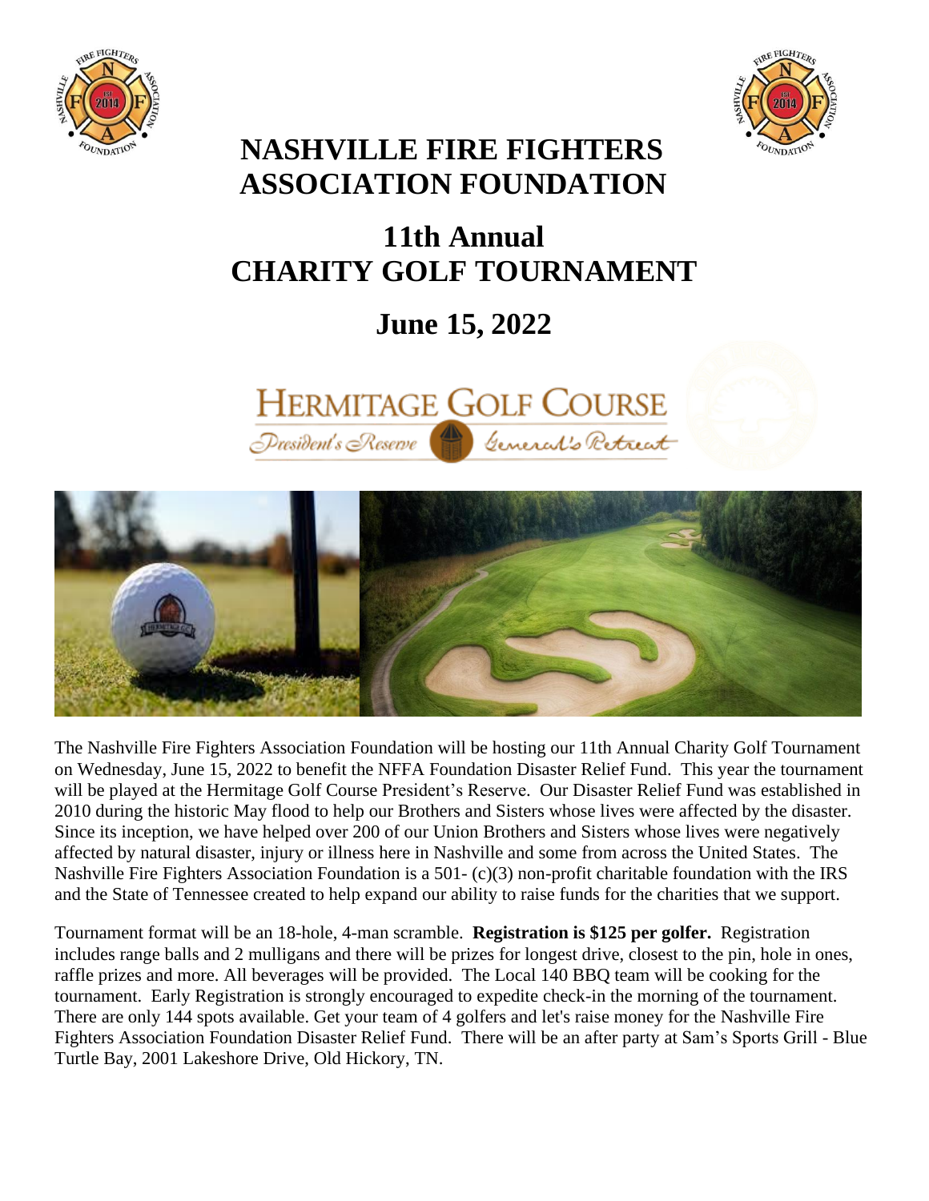# NASHVILLE FIRE FIGHTERS ASSOCIATION FOUNDATION

## 11th Annual CHARITY GOLF TOURNAMENT

## June 15, 2022

HERMITAGE GOLF COURSE
President's Reserve General's Retreat

The Nashville Fire Fighters Association Foundation will be hosting our 11th Annual Charity Golf Tournament on Wednesday, June 15, 2022 to benefit the NFFA Foundation Disaster Relief Fund. This year the tournament will be played at the Hermitage Golf Course President's Reserve. Our Disaster Relief Fund was established in 2010 during the historic May flood to help our Brothers and Sisters whose lives were affected by the disaster. Since its inception, we have helped over 200 of our Union Brothers and Sisters whose lives were negatively affected by natural disaster, injury or illness here in Nashville and some from across the United States. The Nashville Fire Fighters Association Foundation is a 501- (c)(3) non-profit charitable foundation with the IRS and the State of Tennessee created to help expand our ability to raise funds for the charities that we support.

Tournament format will be an 18-hole, 4-man scramble. **Registration is $125 per golfer.** Registration includes range balls and 2 mulligans and there will be prizes for longest drive, closest to the pin, hole in ones, raffle prizes and more. All beverages will be provided. The Local 140 BBQ team will be cooking for the tournament. Early Registration is strongly encouraged to expedite check-in the morning of the tournament. There are only 144 spots available. Get your team of 4 golfers and let's raise money for the Nashville Fire Fighters Association Foundation Disaster Relief Fund. There will be an after party at Sam's Sports Grill - Blue Turtle Bay, 2001 Lakeshore Drive, Old Hickory, TN.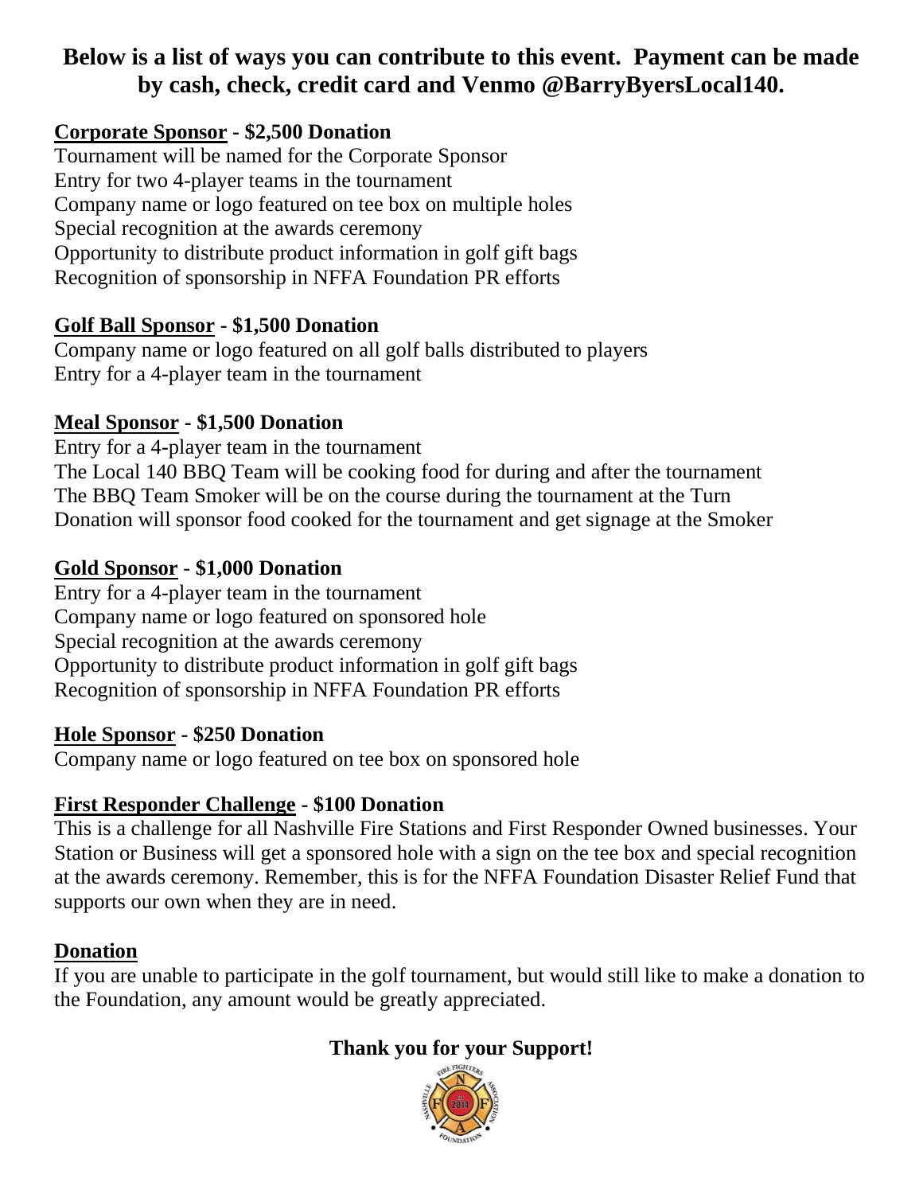**Below is a list of ways you can contribute to this event. Payment can be made by cash, check, credit card and Venmo @BarryByersLocal140.**

**Corporate Sponsor - $2,500 Donation**
Tournament will be named for the Corporate Sponsor
Entry for two 4-player teams in the tournament
Company name or logo featured on tee box on multiple holes
Special recognition at the awards ceremony
Opportunity to distribute product information in golf gift bags
Recognition of sponsorship in NFFA Foundation PR efforts

**Golf Ball Sponsor - $1,500 Donation**
Company name or logo featured on all golf balls distributed to players
Entry for a 4-player team in the tournament

**Meal Sponsor - $1,500 Donation**
Entry for a 4-player team in the tournament
The Local 140 BBQ Team will be cooking food for during and after the tournament
The BBQ Team Smoker will be on the course during the tournament at the Turn
Donation will sponsor food cooked for the tournament and get signage at the Smoker

**Gold Sponsor - $1,000 Donation**
Entry for a 4-player team in the tournament
Company name or logo featured on sponsored hole
Special recognition at the awards ceremony
Opportunity to distribute product information in golf gift bags
Recognition of sponsorship in NFFA Foundation PR efforts

**Hole Sponsor - $250 Donation**
Company name or logo featured on tee box on sponsored hole

**First Responder Challenge - $100 Donation**
This is a challenge for all Nashville Fire Stations and First Responder Owned businesses. Your Station or Business will get a sponsored hole with a sign on the tee box and special recognition at the awards ceremony. Remember, this is for the NFFA Foundation Disaster Relief Fund that supports our own when they are in need.

**Donation**
If you are unable to participate in the golf tournament, but would still like to make a donation to the Foundation, any amount would be greatly appreciated.

**Thank you for your Support!**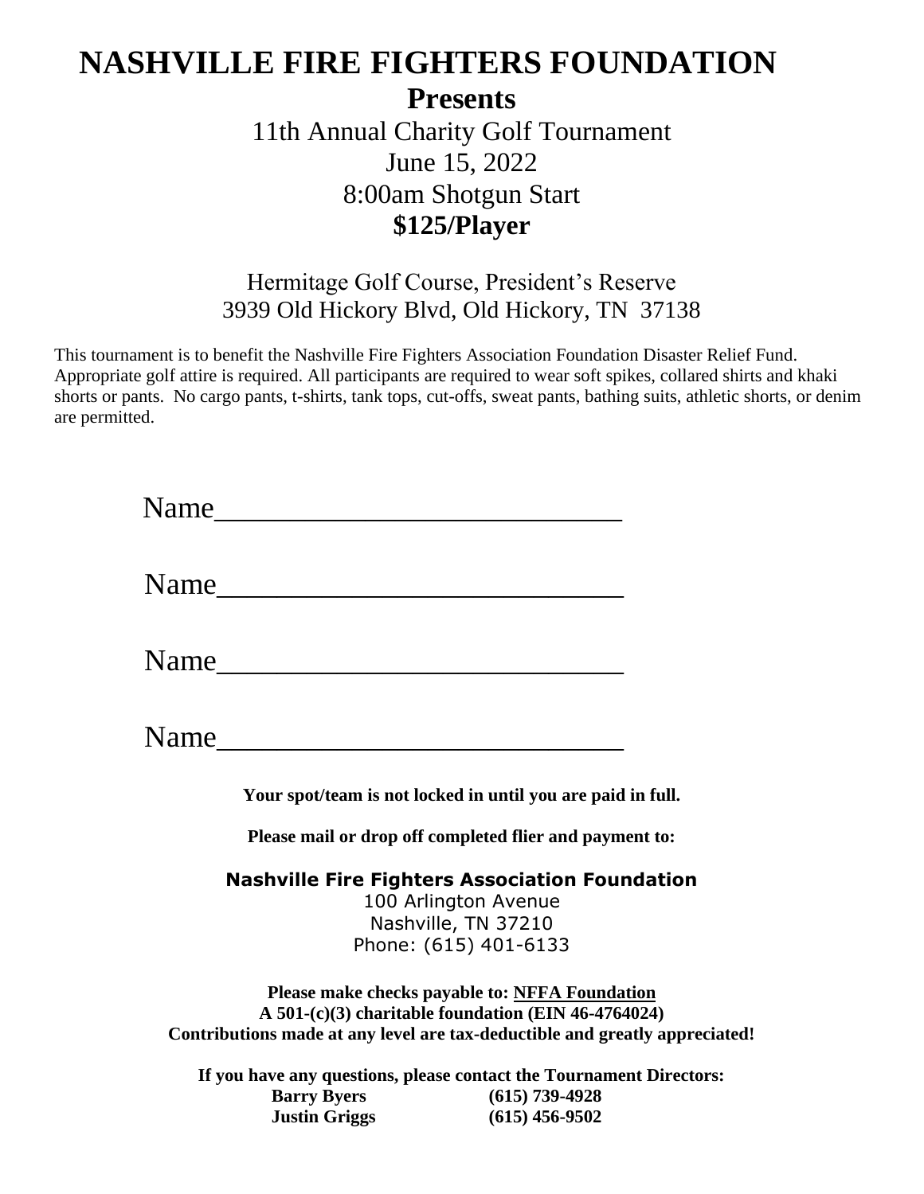# NASHVILLE FIRE FIGHTERS FOUNDATION

## Presents

11th Annual Charity Golf Tournament

June 15, 2022

8:00am Shotgun Start

**$125/Player**

Hermitage Golf Course, President's Reserve

3939 Old Hickory Blvd, Old Hickory, TN 37138

This tournament is to benefit the Nashville Fire Fighters Association Foundation Disaster Relief Fund. Appropriate golf attire is required. All participants are required to wear soft spikes, collared shirts and khaki shorts or pants. No cargo pants, t-shirts, tank tops, cut-offs, sweat pants, bathing suits, athletic shorts, or denim are permitted.

Name____________________________

Name____________________________

Name____________________________

Name____________________________

**Your spot/team is not locked in until you are paid in full.**

**Please mail or drop off completed flier and payment to:**

**Nashville Fire Fighters Association Foundation**

100 Arlington Avenue

Nashville, TN 37210

Phone: (615) 401-6133

**Please make checks payable to: NFFA Foundation**

**A 501-(c)(3) charitable foundation (EIN 46-4764024)**

**Contributions made at any level are tax-deductible and greatly appreciated!**

**If you have any questions, please contact the Tournament Directors:**

| | |
|---|---|
| **Barry Byers** | **(615) 739-4928** |
| **Justin Griggs** | **(615) 456-9502** |